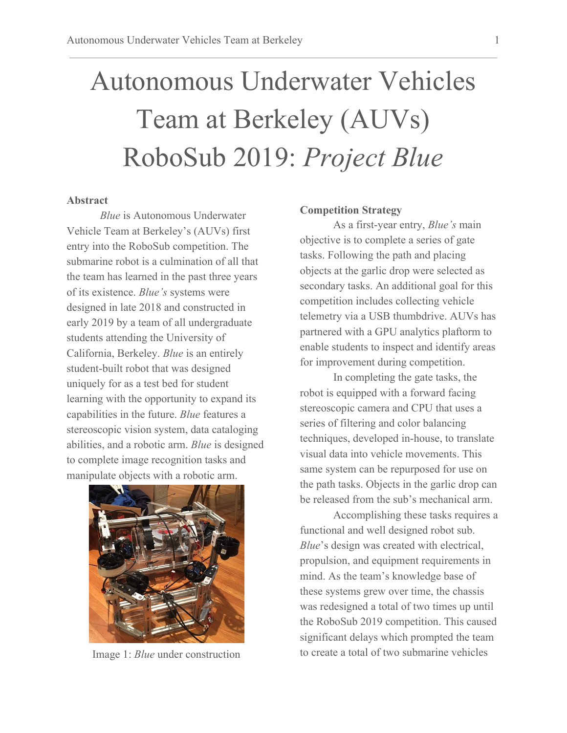# Autonomous Underwater Vehicles Team at Berkeley (AUVs) RoboSub 2019: *Project Blue*

**Abstract**

*Blue* is Autonomous Underwater Vehicle Team at Berkeley's (AUVs) first entry into the RoboSub competition. The submarine robot is a culmination of all that the team has learned in the past three years of its existence. *Blue's* systems were designed in late 2018 and constructed in early 2019 by a team of all undergraduate students attending the University of California, Berkeley. *Blue* is an entirely student-built robot that was designed uniquely for as a test bed for student learning with the opportunity to expand its capabilities in the future. *Blue* features a stereoscopic vision system, data cataloging abilities, and a robotic arm. *Blue* is designed to complete image recognition tasks and manipulate objects with a robotic arm.

Image 1: *Blue* under construction

**Competition Strategy**

As a first-year entry, *Blue's* main objective is to complete a series of gate tasks. Following the path and placing objects at the garlic drop were selected as secondary tasks. An additional goal for this competition includes collecting vehicle telemetry via a USB thumbdrive. AUVs has partnered with a GPU analytics plaftorm to enable students to inspect and identify areas for improvement during competition.

In completing the gate tasks, the robot is equipped with a forward facing stereoscopic camera and CPU that uses a series of filtering and color balancing techniques, developed in-house, to translate visual data into vehicle movements. This same system can be repurposed for use on the path tasks. Objects in the garlic drop can be released from the sub's mechanical arm.

Accomplishing these tasks requires a functional and well designed robot sub. *Blue*'s design was created with electrical, propulsion, and equipment requirements in mind. As the team's knowledge base of these systems grew over time, the chassis was redesigned a total of two times up until the RoboSub 2019 competition. This caused significant delays which prompted the team to create a total of two submarine vehicles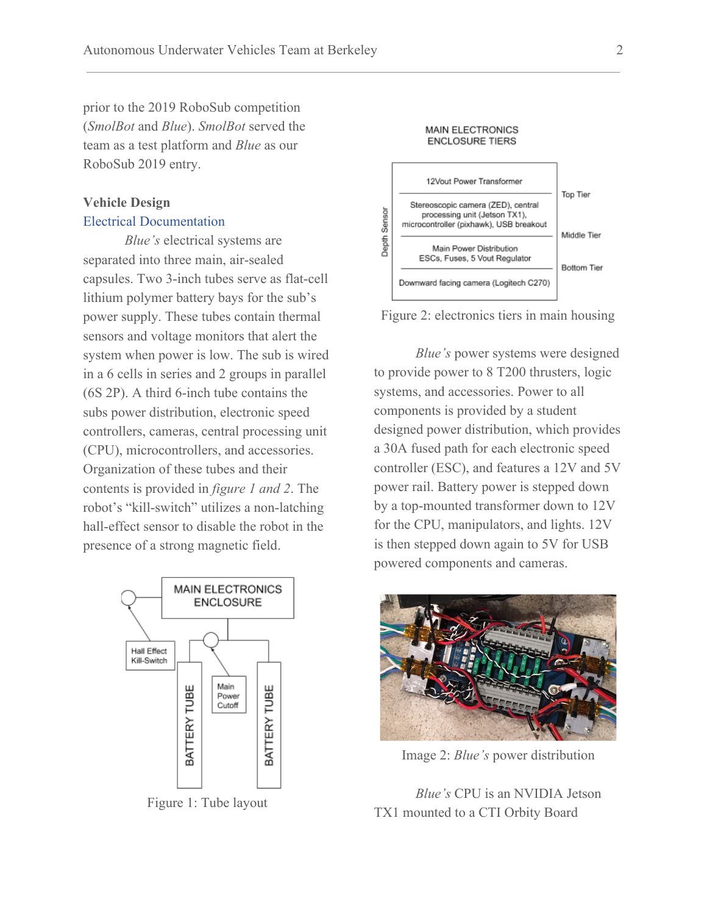prior to the 2019 RoboSub competition (*SmolBot* and *Blue*). *SmolBot* served the team as a test platform and *Blue* as our RoboSub 2019 entry.

## Vehicle Design

### Electrical Documentation

*Blue's* electrical systems are separated into three main, air-sealed capsules. Two 3-inch tubes serve as flat-cell lithium polymer battery bays for the sub's power supply. These tubes contain thermal sensors and voltage monitors that alert the system when power is low. The sub is wired in a 6 cells in series and 2 groups in parallel (6S 2P). A third 6-inch tube contains the subs power distribution, electronic speed controllers, cameras, central processing unit (CPU), microcontrollers, and accessories. Organization of these tubes and their contents is provided in *figure 1 and 2*. The robot's "kill-switch" utilizes a non-latching hall-effect sensor to disable the robot in the presence of a strong magnetic field.

Figure 1: Tube layout

Figure 2: electronics tiers in main housing

*Blue's* power systems were designed to provide power to 8 T200 thrusters, logic systems, and accessories. Power to all components is provided by a student designed power distribution, which provides a 30A fused path for each electronic speed controller (ESC), and features a 12V and 5V power rail. Battery power is stepped down by a top-mounted transformer down to 12V for the CPU, manipulators, and lights. 12V is then stepped down again to 5V for USB powered components and cameras.

Image 2: *Blue's* power distribution

*Blue's* CPU is an NVIDIA Jetson TX1 mounted to a CTI Orbity Board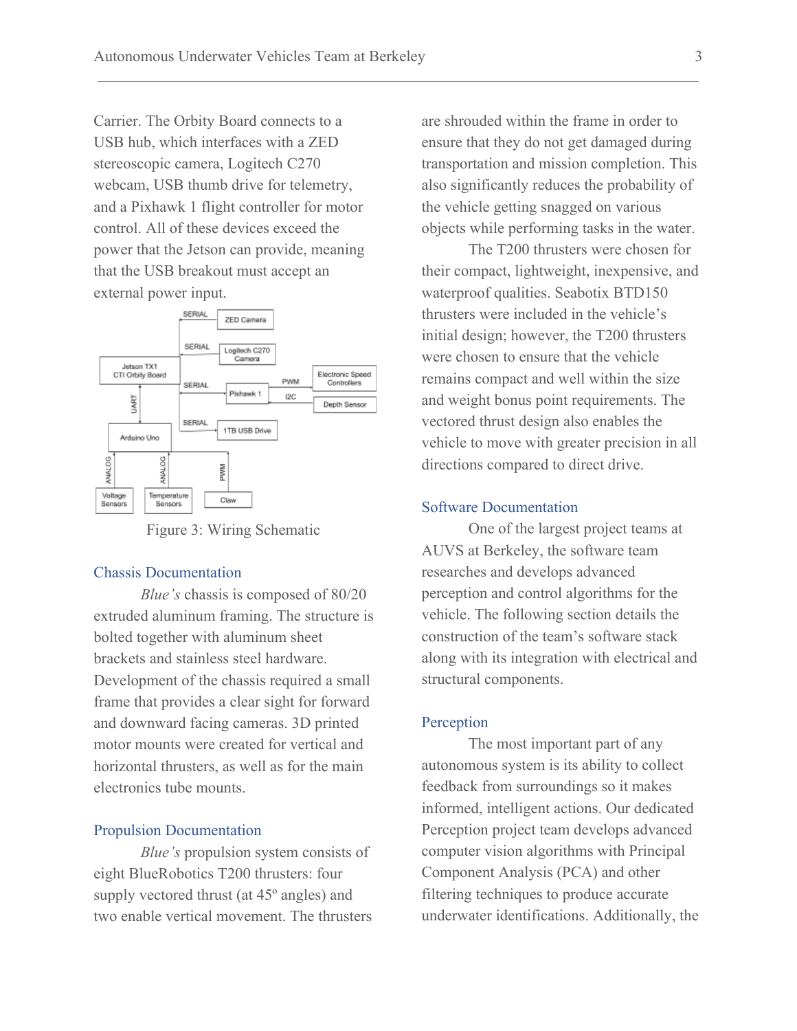Carrier. The Orbity Board connects to a USB hub, which interfaces with a ZED stereoscopic camera, Logitech C270 webcam, USB thumb drive for telemetry, and a Pixhawk 1 flight controller for motor control. All of these devices exceed the power that the Jetson can provide, meaning that the USB breakout must accept an external power input.

Figure 3: Wiring Schematic

### Chassis Documentation

*Blue's* chassis is composed of 80/20 extruded aluminum framing. The structure is bolted together with aluminum sheet brackets and stainless steel hardware. Development of the chassis required a small frame that provides a clear sight for forward and downward facing cameras. 3D printed motor mounts were created for vertical and horizontal thrusters, as well as for the main electronics tube mounts.

### Propulsion Documentation

*Blue's* propulsion system consists of eight BlueRobotics T200 thrusters: four supply vectored thrust (at 45º angles) and two enable vertical movement. The thrusters are shrouded within the frame in order to ensure that they do not get damaged during transportation and mission completion. This also significantly reduces the probability of the vehicle getting snagged on various objects while performing tasks in the water.

The T200 thrusters were chosen for their compact, lightweight, inexpensive, and waterproof qualities. Seabotix BTD150 thrusters were included in the vehicle's initial design; however, the T200 thrusters were chosen to ensure that the vehicle remains compact and well within the size and weight bonus point requirements. The vectored thrust design also enables the vehicle to move with greater precision in all directions compared to direct drive.

### Software Documentation

One of the largest project teams at AUVS at Berkeley, the software team researches and develops advanced perception and control algorithms for the vehicle. The following section details the construction of the team's software stack along with its integration with electrical and structural components.

### Perception

The most important part of any autonomous system is its ability to collect feedback from surroundings so it makes informed, intelligent actions. Our dedicated Perception project team develops advanced computer vision algorithms with Principal Component Analysis (PCA) and other filtering techniques to produce accurate underwater identifications. Additionally, the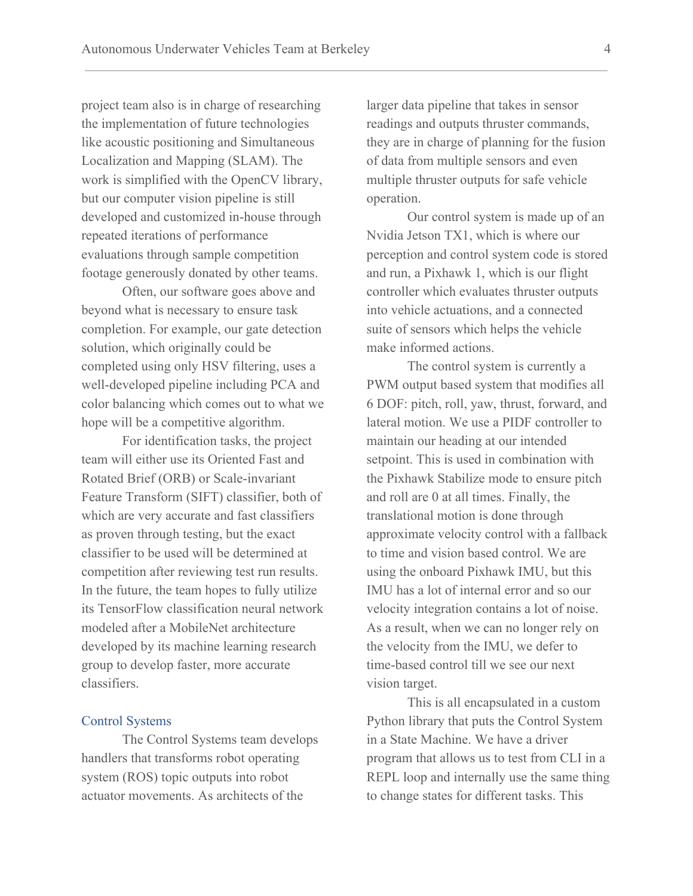project team also is in charge of researching the implementation of future technologies like acoustic positioning and Simultaneous Localization and Mapping (SLAM). The work is simplified with the OpenCV library, but our computer vision pipeline is still developed and customized in-house through repeated iterations of performance evaluations through sample competition footage generously donated by other teams.

Often, our software goes above and beyond what is necessary to ensure task completion. For example, our gate detection solution, which originally could be completed using only HSV filtering, uses a well-developed pipeline including PCA and color balancing which comes out to what we hope will be a competitive algorithm.

For identification tasks, the project team will either use its Oriented Fast and Rotated Brief (ORB) or Scale-invariant Feature Transform (SIFT) classifier, both of which are very accurate and fast classifiers as proven through testing, but the exact classifier to be used will be determined at competition after reviewing test run results. In the future, the team hopes to fully utilize its TensorFlow classification neural network modeled after a MobileNet architecture developed by its machine learning research group to develop faster, more accurate classifiers.

## Control Systems

The Control Systems team develops handlers that transforms robot operating system (ROS) topic outputs into robot actuator movements. As architects of the larger data pipeline that takes in sensor readings and outputs thruster commands, they are in charge of planning for the fusion of data from multiple sensors and even multiple thruster outputs for safe vehicle operation.

Our control system is made up of an Nvidia Jetson TX1, which is where our perception and control system code is stored and run, a Pixhawk 1, which is our flight controller which evaluates thruster outputs into vehicle actuations, and a connected suite of sensors which helps the vehicle make informed actions.

The control system is currently a PWM output based system that modifies all 6 DOF: pitch, roll, yaw, thrust, forward, and lateral motion. We use a PIDF controller to maintain our heading at our intended setpoint. This is used in combination with the Pixhawk Stabilize mode to ensure pitch and roll are 0 at all times. Finally, the translational motion is done through approximate velocity control with a fallback to time and vision based control. We are using the onboard Pixhawk IMU, but this IMU has a lot of internal error and so our velocity integration contains a lot of noise. As a result, when we can no longer rely on the velocity from the IMU, we defer to time-based control till we see our next vision target.

This is all encapsulated in a custom Python library that puts the Control System in a State Machine. We have a driver program that allows us to test from CLI in a REPL loop and internally use the same thing to change states for different tasks. This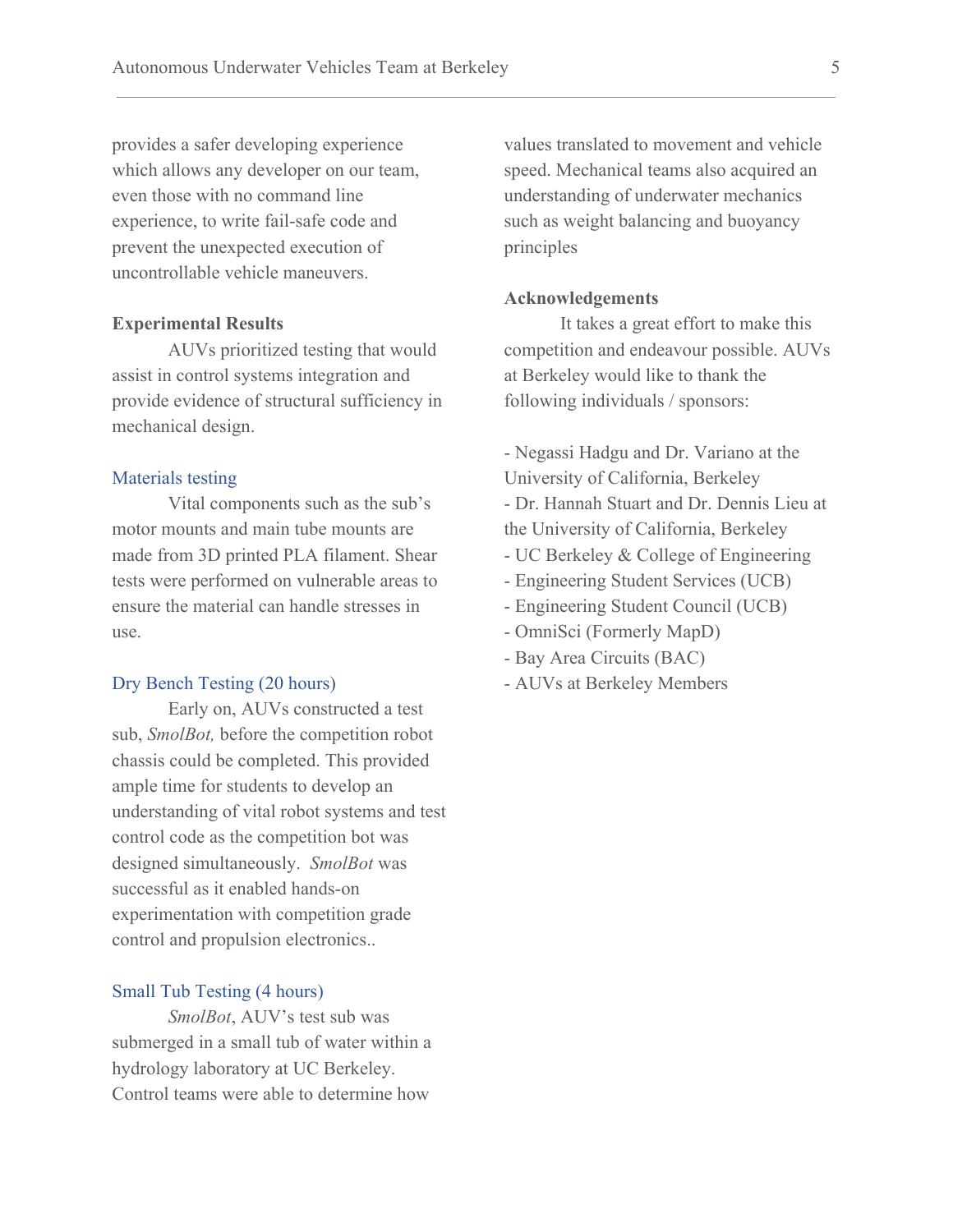provides a safer developing experience which allows any developer on our team, even those with no command line experience, to write fail-safe code and prevent the unexpected execution of uncontrollable vehicle maneuvers.

**Experimental Results**

AUVs prioritized testing that would assist in control systems integration and provide evidence of structural sufficiency in mechanical design.

### Materials testing

Vital components such as the sub's motor mounts and main tube mounts are made from 3D printed PLA filament. Shear tests were performed on vulnerable areas to ensure the material can handle stresses in use.

### Dry Bench Testing (20 hours)

Early on, AUVs constructed a test sub, *SmolBot,* before the competition robot chassis could be completed. This provided ample time for students to develop an understanding of vital robot systems and test control code as the competition bot was designed simultaneously. *SmolBot* was successful as it enabled hands-on experimentation with competition grade control and propulsion electronics..

### Small Tub Testing (4 hours)

*SmolBot*, AUV's test sub was submerged in a small tub of water within a hydrology laboratory at UC Berkeley. Control teams were able to determine how values translated to movement and vehicle speed. Mechanical teams also acquired an understanding of underwater mechanics such as weight balancing and buoyancy principles

**Acknowledgements**

It takes a great effort to make this competition and endeavour possible. AUVs at Berkeley would like to thank the following individuals / sponsors:

- Negassi Hadgu and Dr. Variano at the University of California, Berkeley
- Dr. Hannah Stuart and Dr. Dennis Lieu at the University of California, Berkeley
- UC Berkeley & College of Engineering
- Engineering Student Services (UCB)
- Engineering Student Council (UCB)
- OmniSci (Formerly MapD)
- Bay Area Circuits (BAC)
- AUVs at Berkeley Members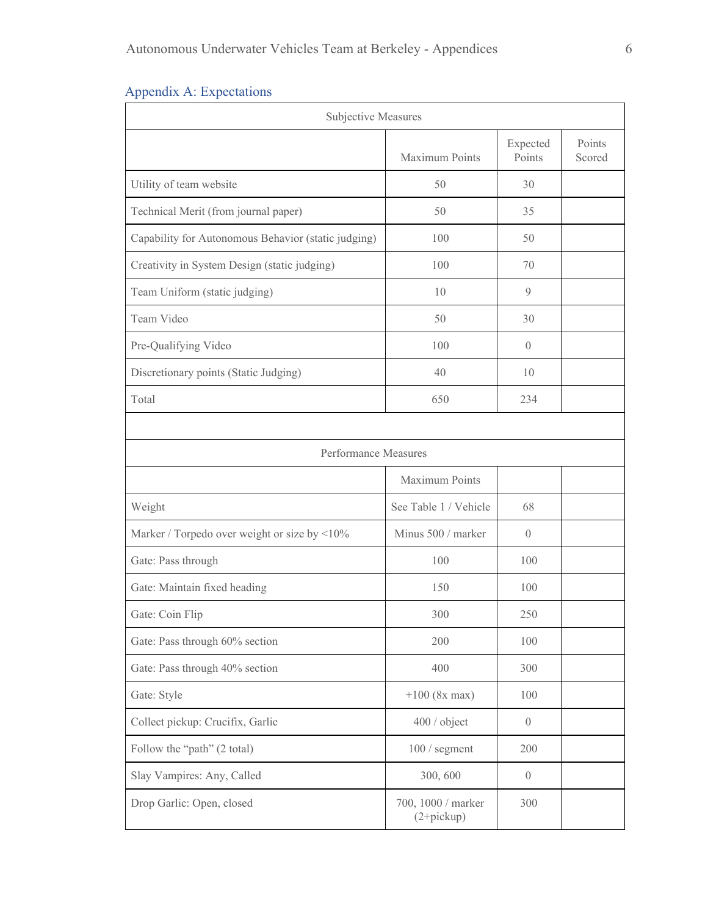## Appendix A: Expectations

| Subjective Measures | | | |
|---|---|---|---|
| | Maximum Points | Expected Points | Points Scored |
| Utility of team website | 50 | 30 | |
| Technical Merit (from journal paper) | 50 | 35 | |
| Capability for Autonomous Behavior (static judging) | 100 | 50 | |
| Creativity in System Design (static judging) | 100 | 70 | |
| Team Uniform (static judging) | 10 | 9 | |
| Team Video | 50 | 30 | |
| Pre-Qualifying Video | 100 | 0 | |
| Discretionary points (Static Judging) | 40 | 10 | |
| Total | 650 | 234 | |
| | | | |
| Performance Measures | | | |
| | Maximum Points | | |
| Weight | See Table 1 / Vehicle | 68 | |
| Marker / Torpedo over weight or size by <10% | Minus 500 / marker | 0 | |
| Gate: Pass through | 100 | 100 | |
| Gate: Maintain fixed heading | 150 | 100 | |
| Gate: Coin Flip | 300 | 250 | |
| Gate: Pass through 60% section | 200 | 100 | |
| Gate: Pass through 40% section | 400 | 300 | |
| Gate: Style | +100 (8x max) | 100 | |
| Collect pickup: Crucifix, Garlic | 400 / object | 0 | |
| Follow the "path" (2 total) | 100 / segment | 200 | |
| Slay Vampires: Any, Called | 300, 600 | 0 | |
| Drop Garlic: Open, closed | 700, 1000 / marker (2+pickup) | 300 | |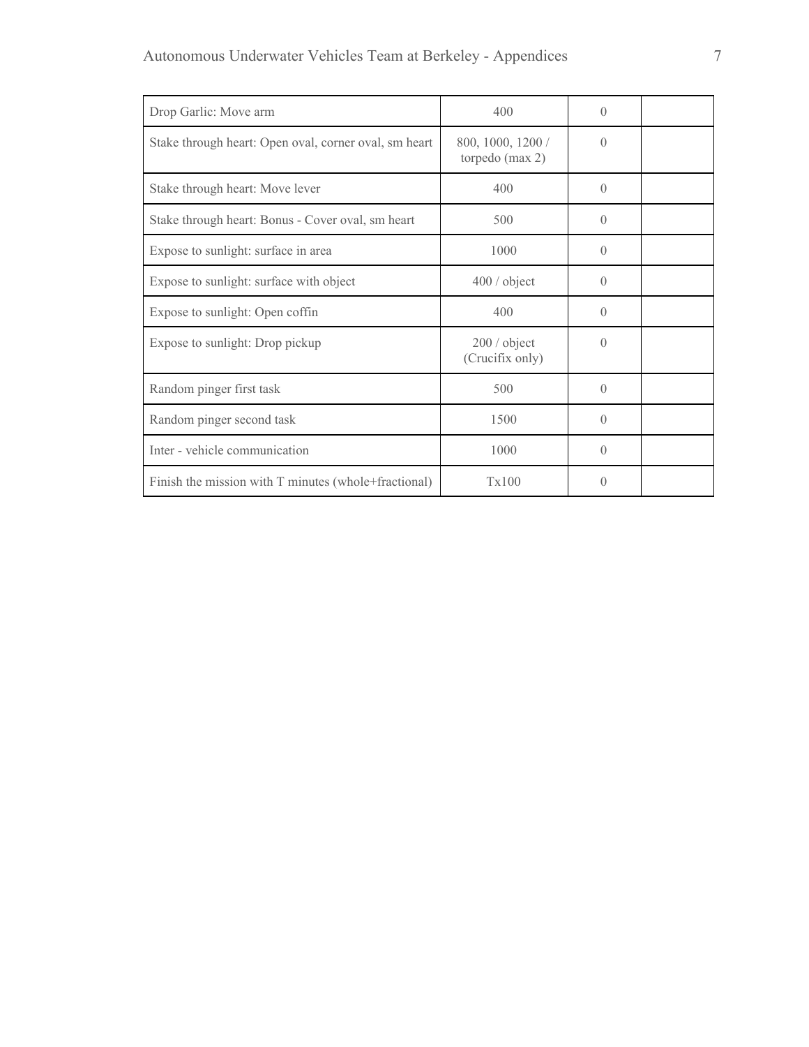| | | | |
|---|---|---|---|
| Drop Garlic: Move arm | 400 | 0 | |
| Stake through heart: Open oval, corner oval, sm heart | 800, 1000, 1200 / torpedo (max 2) | 0 | |
| Stake through heart: Move lever | 400 | 0 | |
| Stake through heart: Bonus - Cover oval, sm heart | 500 | 0 | |
| Expose to sunlight: surface in area | 1000 | 0 | |
| Expose to sunlight: surface with object | 400 / object | 0 | |
| Expose to sunlight: Open coffin | 400 | 0 | |
| Expose to sunlight: Drop pickup | 200 / object (Crucifix only) | 0 | |
| Random pinger first task | 500 | 0 | |
| Random pinger second task | 1500 | 0 | |
| Inter - vehicle communication | 1000 | 0 | |
| Finish the mission with T minutes (whole+fractional) | Tx100 | 0 | |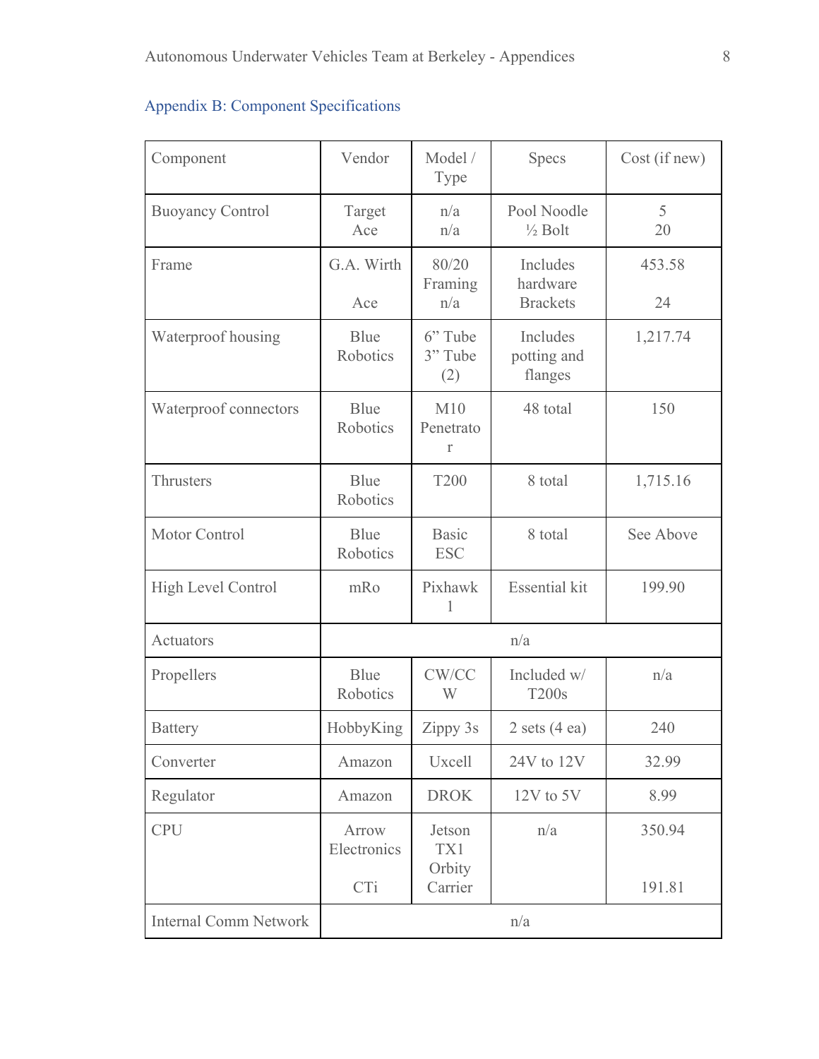## Appendix B: Component Specifications

| Component | Vendor | Model / Type | Specs | Cost (if new) |
|---|---|---|---|---|
| Buoyancy Control | Target<br>Ace | n/a<br>n/a | Pool Noodle<br>½ Bolt | 5<br>20 |
| Frame | G.A. Wirth<br><br>Ace | 80/20 Framing<br>n/a | Includes hardware<br>Brackets | 453.58<br><br>24 |
| Waterproof housing | Blue Robotics | 6" Tube<br>3" Tube (2) | Includes potting and flanges | 1,217.74 |
| Waterproof connectors | Blue Robotics | M10 Penetrator | 48 total | 150 |
| Thrusters | Blue Robotics | T200 | 8 total | 1,715.16 |
| Motor Control | Blue Robotics | Basic ESC | 8 total | See Above |
| High Level Control | mRo | Pixhawk 1 | Essential kit | 199.90 |
| Actuators | n/a | | | |
| Propellers | Blue Robotics | CW/CCW | Included w/ T200s | n/a |
| Battery | HobbyKing | Zippy 3s | 2 sets (4 ea) | 240 |
| Converter | Amazon | Uxcell | 24V to 12V | 32.99 |
| Regulator | Amazon | DROK | 12V to 5V | 8.99 |
| CPU | Arrow Electronics<br><br>CTi | Jetson TX1<br>Orbity Carrier | n/a | 350.94<br><br>191.81 |
| Internal Comm Network | n/a | | | |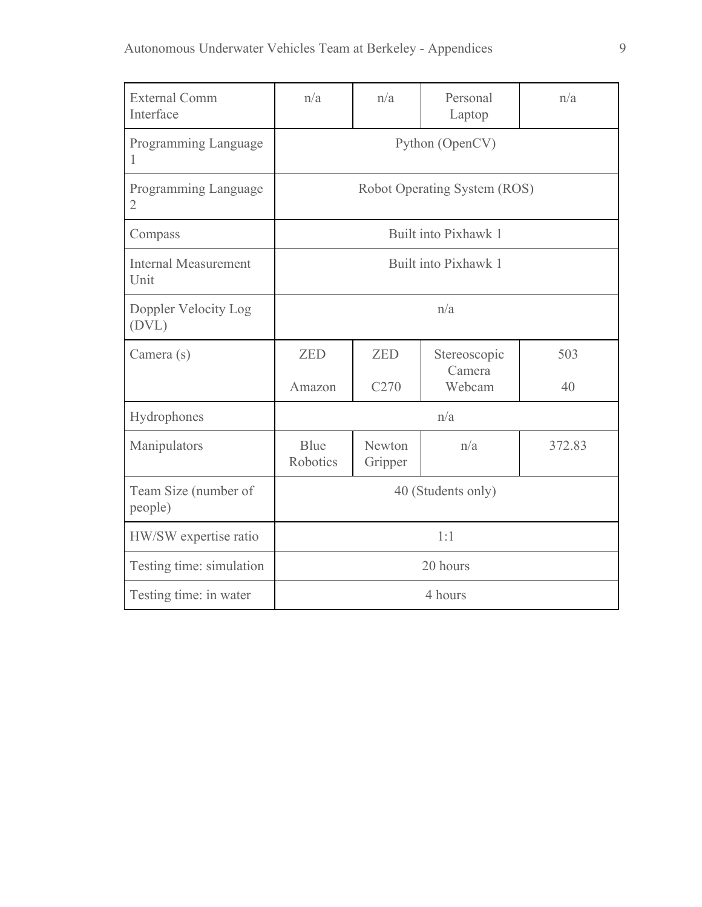| External Comm Interface | n/a | n/a | Personal Laptop | n/a |
|---|---|---|---|---|
| Programming Language 1 | Python (OpenCV) | | | |
| Programming Language 2 | Robot Operating System (ROS) | | | |
| Compass | Built into Pixhawk 1 | | | |
| Internal Measurement Unit | Built into Pixhawk 1 | | | |
| Doppler Velocity Log (DVL) | n/a | | | |
| Camera (s) | ZED<br>Amazon | ZED<br>C270 | Stereoscopic Camera<br>Webcam | 503<br>40 |
| Hydrophones | n/a | | | |
| Manipulators | Blue Robotics | Newton Gripper | n/a | 372.83 |
| Team Size (number of people) | 40 (Students only) | | | |
| HW/SW expertise ratio | 1:1 | | | |
| Testing time: simulation | 20 hours | | | |
| Testing time: in water | 4 hours | | | |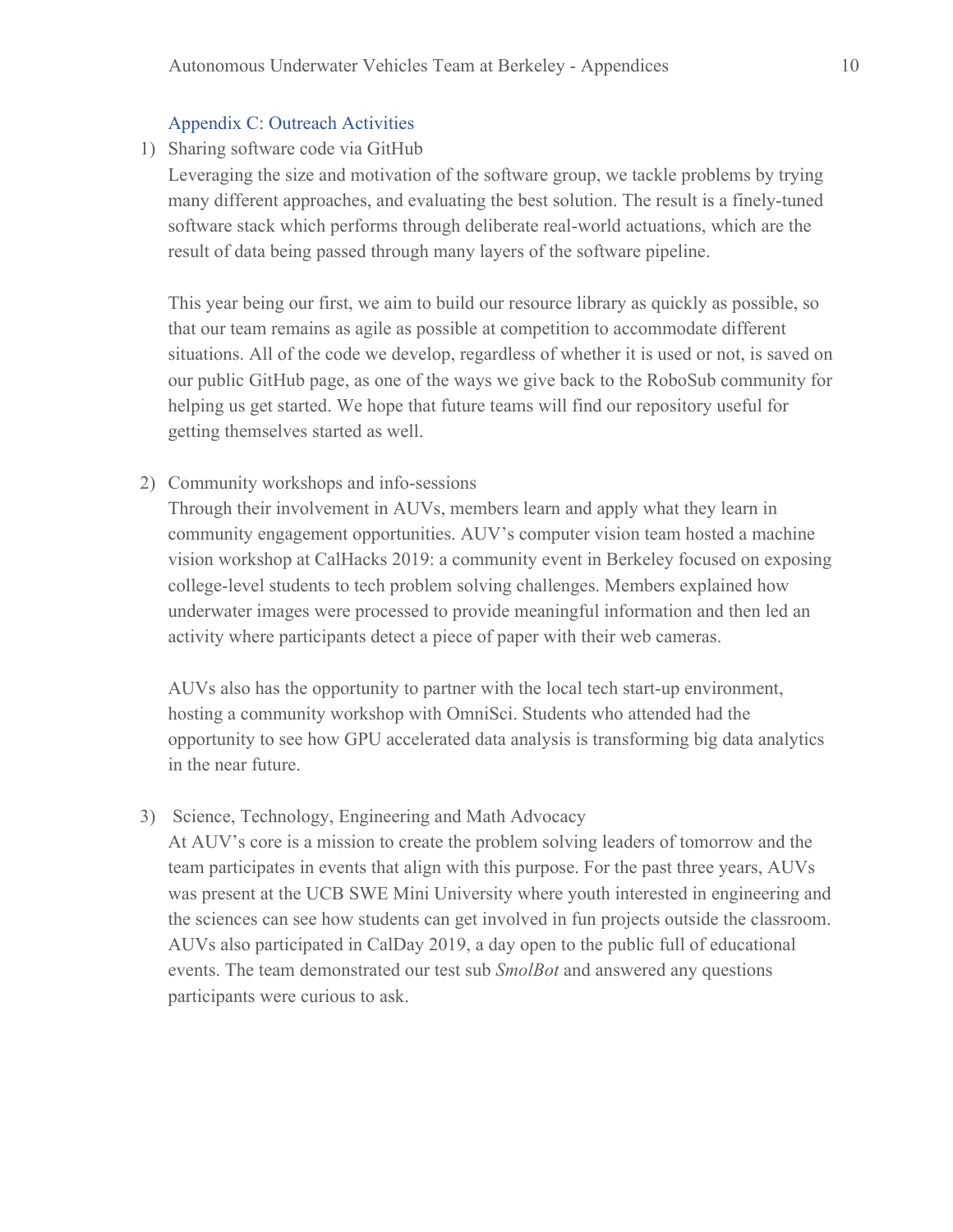## Appendix C: Outreach Activities

1) Sharing software code via GitHub

   Leveraging the size and motivation of the software group, we tackle problems by trying many different approaches, and evaluating the best solution. The result is a finely-tuned software stack which performs through deliberate real-world actuations, which are the result of data being passed through many layers of the software pipeline.

   This year being our first, we aim to build our resource library as quickly as possible, so that our team remains as agile as possible at competition to accommodate different situations. All of the code we develop, regardless of whether it is used or not, is saved on our public GitHub page, as one of the ways we give back to the RoboSub community for helping us get started. We hope that future teams will find our repository useful for getting themselves started as well.

2) Community workshops and info-sessions

   Through their involvement in AUVs, members learn and apply what they learn in community engagement opportunities. AUV's computer vision team hosted a machine vision workshop at CalHacks 2019: a community event in Berkeley focused on exposing college-level students to tech problem solving challenges. Members explained how underwater images were processed to provide meaningful information and then led an activity where participants detect a piece of paper with their web cameras.

   AUVs also has the opportunity to partner with the local tech start-up environment, hosting a community workshop with OmniSci. Students who attended had the opportunity to see how GPU accelerated data analysis is transforming big data analytics in the near future.

3) Science, Technology, Engineering and Math Advocacy

   At AUV's core is a mission to create the problem solving leaders of tomorrow and the team participates in events that align with this purpose. For the past three years, AUVs was present at the UCB SWE Mini University where youth interested in engineering and the sciences can see how students can get involved in fun projects outside the classroom. AUVs also participated in CalDay 2019, a day open to the public full of educational events. The team demonstrated our test sub *SmolBot* and answered any questions participants were curious to ask.